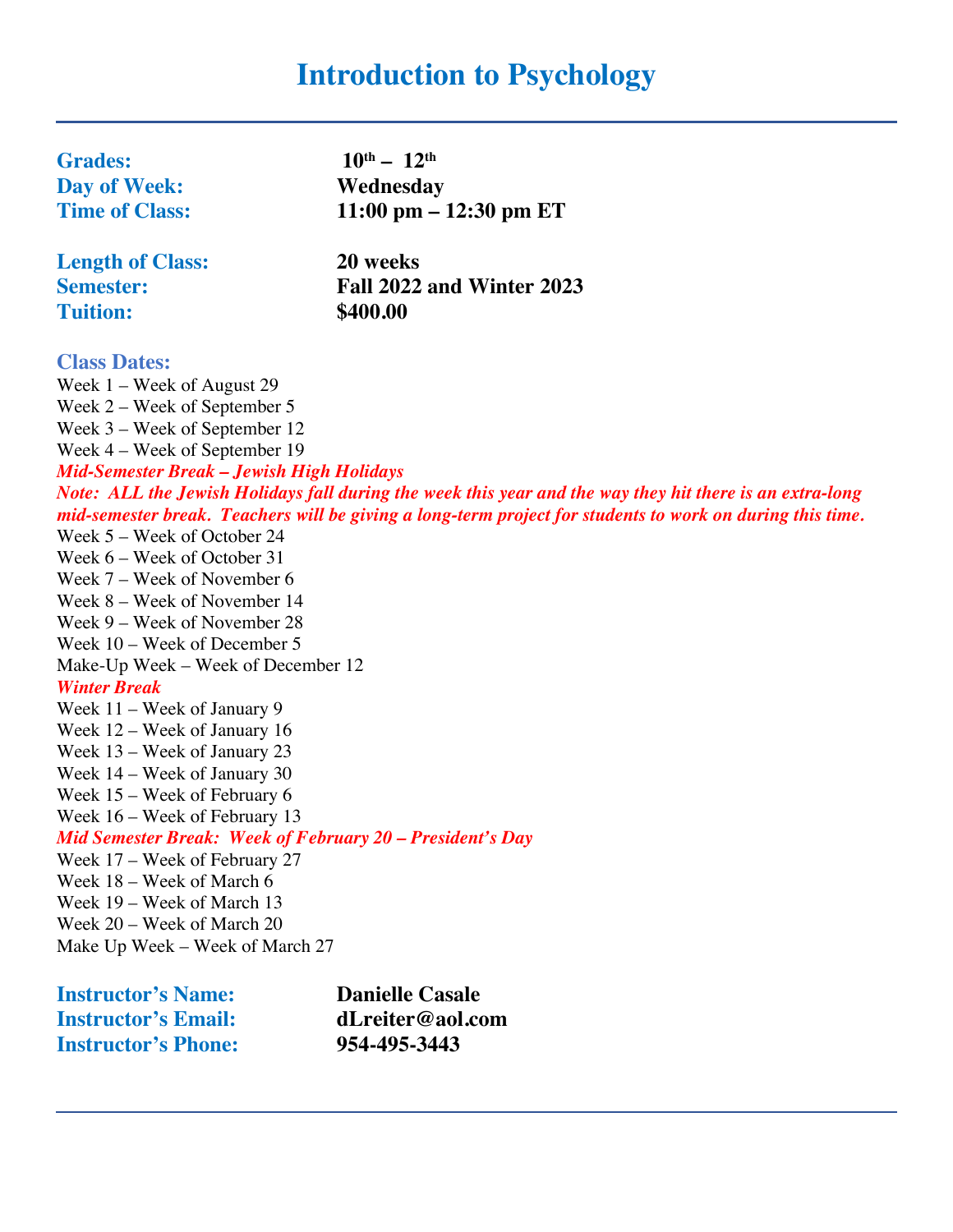# Introduction to Psychology

**Grades:** 10th – 12th
**Day of Week:** Wednesday
**Time of Class:** 11:00 pm – 12:30 pm ET

**Length of Class:** 20 weeks
**Semester:** Fall 2022 and Winter 2023
**Tuition:** $400.00

**Class Dates:**

Week 1 – Week of August 29
Week 2 – Week of September 5
Week 3 – Week of September 12
Week 4 – Week of September 19
***Mid-Semester Break – Jewish High Holidays***
***Note: ALL the Jewish Holidays fall during the week this year and the way they hit there is an extra-long mid-semester break. Teachers will be giving a long-term project for students to work on during this time.***
Week 5 – Week of October 24
Week 6 – Week of October 31
Week 7 – Week of November 6
Week 8 – Week of November 14
Week 9 – Week of November 28
Week 10 – Week of December 5
Make-Up Week – Week of December 12
***Winter Break***
Week 11 – Week of January 9
Week 12 – Week of January 16
Week 13 – Week of January 23
Week 14 – Week of January 30
Week 15 – Week of February 6
Week 16 – Week of February 13
***Mid Semester Break: Week of February 20 – President's Day***
Week 17 – Week of February 27
Week 18 – Week of March 6
Week 19 – Week of March 13
Week 20 – Week of March 20
Make Up Week – Week of March 27

**Instructor's Name:** Danielle Casale
**Instructor's Email:** dLreiter@aol.com
**Instructor's Phone:** 954-495-3443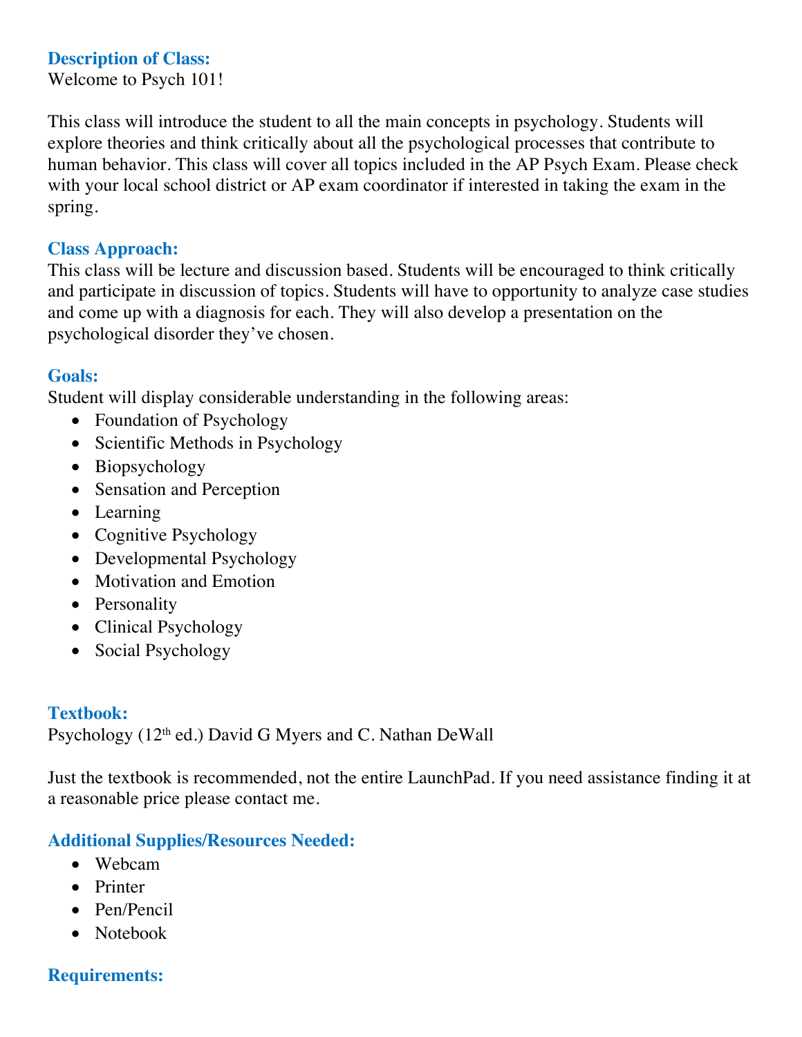## Description of Class:

Welcome to Psych 101!

This class will introduce the student to all the main concepts in psychology. Students will explore theories and think critically about all the psychological processes that contribute to human behavior. This class will cover all topics included in the AP Psych Exam. Please check with your local school district or AP exam coordinator if interested in taking the exam in the spring.

## Class Approach:

This class will be lecture and discussion based. Students will be encouraged to think critically and participate in discussion of topics. Students will have to opportunity to analyze case studies and come up with a diagnosis for each. They will also develop a presentation on the psychological disorder they've chosen.

## Goals:

Student will display considerable understanding in the following areas:

- Foundation of Psychology
- Scientific Methods in Psychology
- Biopsychology
- Sensation and Perception
- Learning
- Cognitive Psychology
- Developmental Psychology
- Motivation and Emotion
- Personality
- Clinical Psychology
- Social Psychology

## Textbook:

Psychology (12th ed.) David G Myers and C. Nathan DeWall

Just the textbook is recommended, not the entire LaunchPad. If you need assistance finding it at a reasonable price please contact me.

## Additional Supplies/Resources Needed:

- Webcam
- Printer
- Pen/Pencil
- Notebook

## Requirements: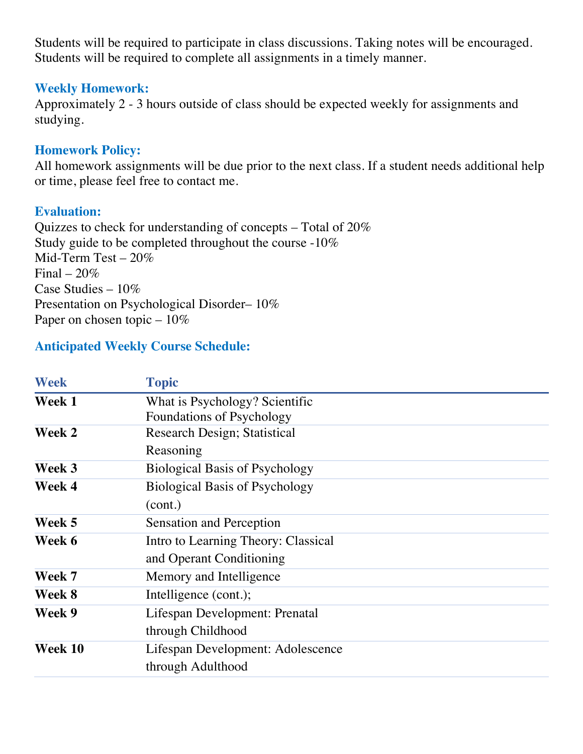Students will be required to participate in class discussions. Taking notes will be encouraged. Students will be required to complete all assignments in a timely manner.

### Weekly Homework:

Approximately 2 - 3 hours outside of class should be expected weekly for assignments and studying.

### Homework Policy:

All homework assignments will be due prior to the next class. If a student needs additional help or time, please feel free to contact me.

### Evaluation:

Quizzes to check for understanding of concepts – Total of 20%
Study guide to be completed throughout the course -10%
Mid-Term Test – 20%
Final – 20%
Case Studies – 10%
Presentation on Psychological Disorder– 10%
Paper on chosen topic – 10%

### Anticipated Weekly Course Schedule:

| Week | Topic |
|---|---|
| **Week 1** | What is Psychology? Scientific Foundations of Psychology |
| **Week 2** | Research Design; Statistical Reasoning |
| **Week 3** | Biological Basis of Psychology |
| **Week 4** | Biological Basis of Psychology (cont.) |
| **Week 5** | Sensation and Perception |
| **Week 6** | Intro to Learning Theory: Classical and Operant Conditioning |
| **Week 7** | Memory and Intelligence |
| **Week 8** | Intelligence (cont.); |
| **Week 9** | Lifespan Development: Prenatal through Childhood |
| **Week 10** | Lifespan Development: Adolescence through Adulthood |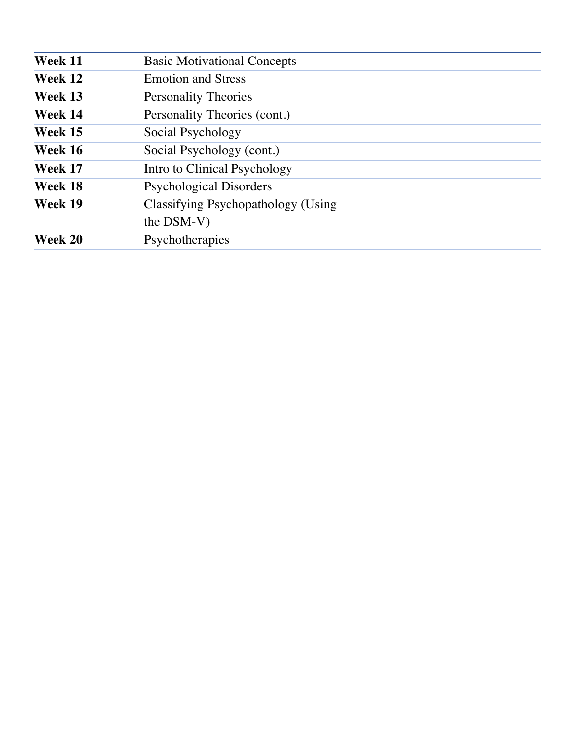| | |
|---|---|
| **Week 11** | Basic Motivational Concepts |
| **Week 12** | Emotion and Stress |
| **Week 13** | Personality Theories |
| **Week 14** | Personality Theories (cont.) |
| **Week 15** | Social Psychology |
| **Week 16** | Social Psychology (cont.) |
| **Week 17** | Intro to Clinical Psychology |
| **Week 18** | Psychological Disorders |
| **Week 19** | Classifying Psychopathology (Using the DSM-V) |
| **Week 20** | Psychotherapies |